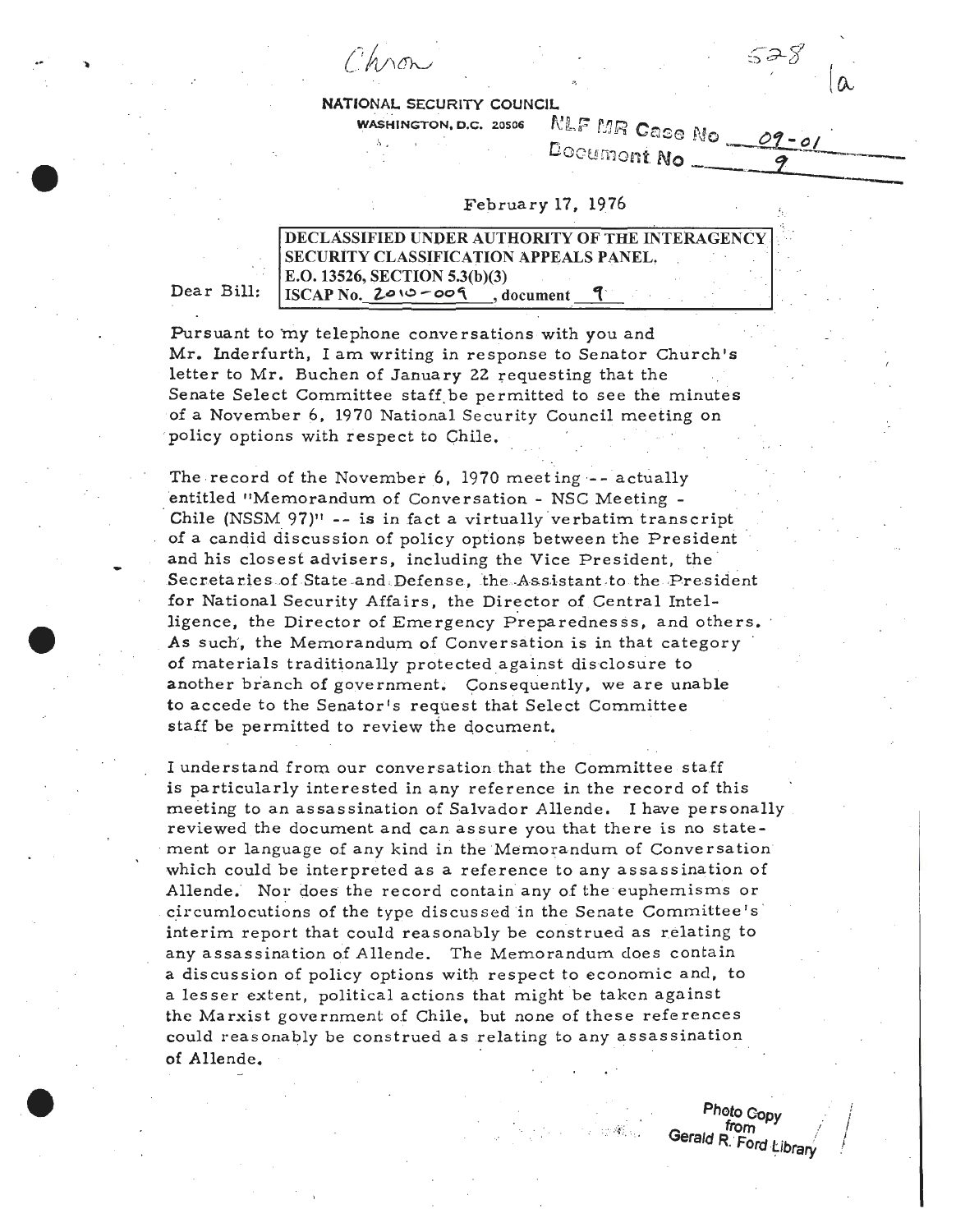Chron

528

1a

NATIONAL SECURITY COUNCIL
WASHINGTON, D.C. 20506

NLF MR Case No 09-01
Document No 9

February 17, 1976

DECLASSIFIED UNDER AUTHORITY OF THE INTERAGENCY SECURITY CLASSIFICATION APPEALS PANEL.
E.O. 13526, SECTION 5.3(b)(3)
ISCAP No. 2010-009, document 9

Dear Bill:

Pursuant to my telephone conversations with you and Mr. Inderfurth, I am writing in response to Senator Church's letter to Mr. Buchen of January 22 requesting that the Senate Select Committee staff be permitted to see the minutes of a November 6, 1970 National Security Council meeting on policy options with respect to Chile.

The record of the November 6, 1970 meeting -- actually entitled "Memorandum of Conversation - NSC Meeting - Chile (NSSM 97)" -- is in fact a virtually verbatim transcript of a candid discussion of policy options between the President and his closest advisers, including the Vice President, the Secretaries of State and Defense, the Assistant to the President for National Security Affairs, the Director of Central Intelligence, the Director of Emergency Preparednesss, and others. As such, the Memorandum of Conversation is in that category of materials traditionally protected against disclosure to another branch of government. Consequently, we are unable to accede to the Senator's request that Select Committee staff be permitted to review the document.

I understand from our conversation that the Committee staff is particularly interested in any reference in the record of this meeting to an assassination of Salvador Allende. I have personally reviewed the document and can assure you that there is no statement or language of any kind in the Memorandum of Conversation which could be interpreted as a reference to any assassination of Allende. Nor does the record contain any of the euphemisms or circumlocutions of the type discussed in the Senate Committee's interim report that could reasonably be construed as relating to any assassination of Allende. The Memorandum does contain a discussion of policy options with respect to economic and, to a lesser extent, political actions that might be taken against the Marxist government of Chile, but none of these references could reasonably be construed as relating to any assassination of Allende.

Photo Copy from Gerald R. Ford Library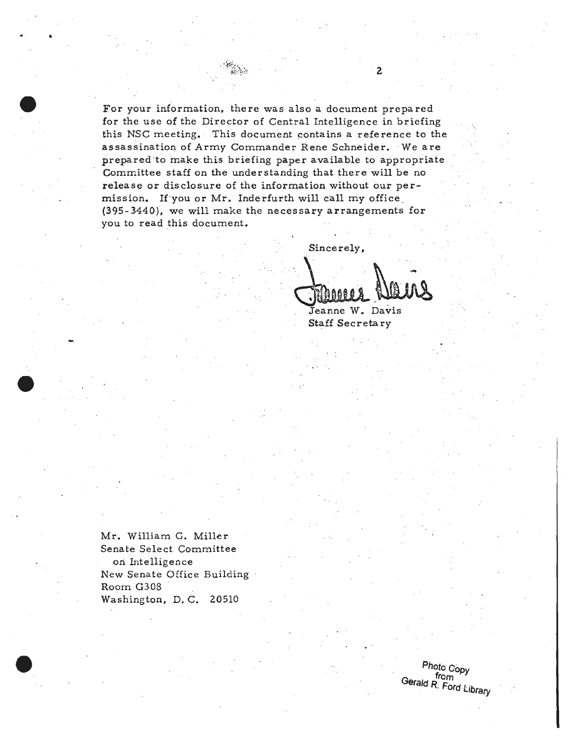For your information, there was also a document prepared for the use of the Director of Central Intelligence in briefing this NSC meeting. This document contains a reference to the assassination of Army Commander Rene Schneider. We are prepared to make this briefing paper available to appropriate Committee staff on the understanding that there will be no release or disclosure of the information without our permission. If you or Mr. Inderfurth will call my office (395-3440), we will make the necessary arrangements for you to read this document.

Sincerely,

Jeanne W. Davis
Staff Secretary

Mr. William G. Miller
Senate Select Committee
on Intelligence
New Senate Office Building
Room G308
Washington, D. C. 20510

Photo Copy
from
Gerald R. Ford Library